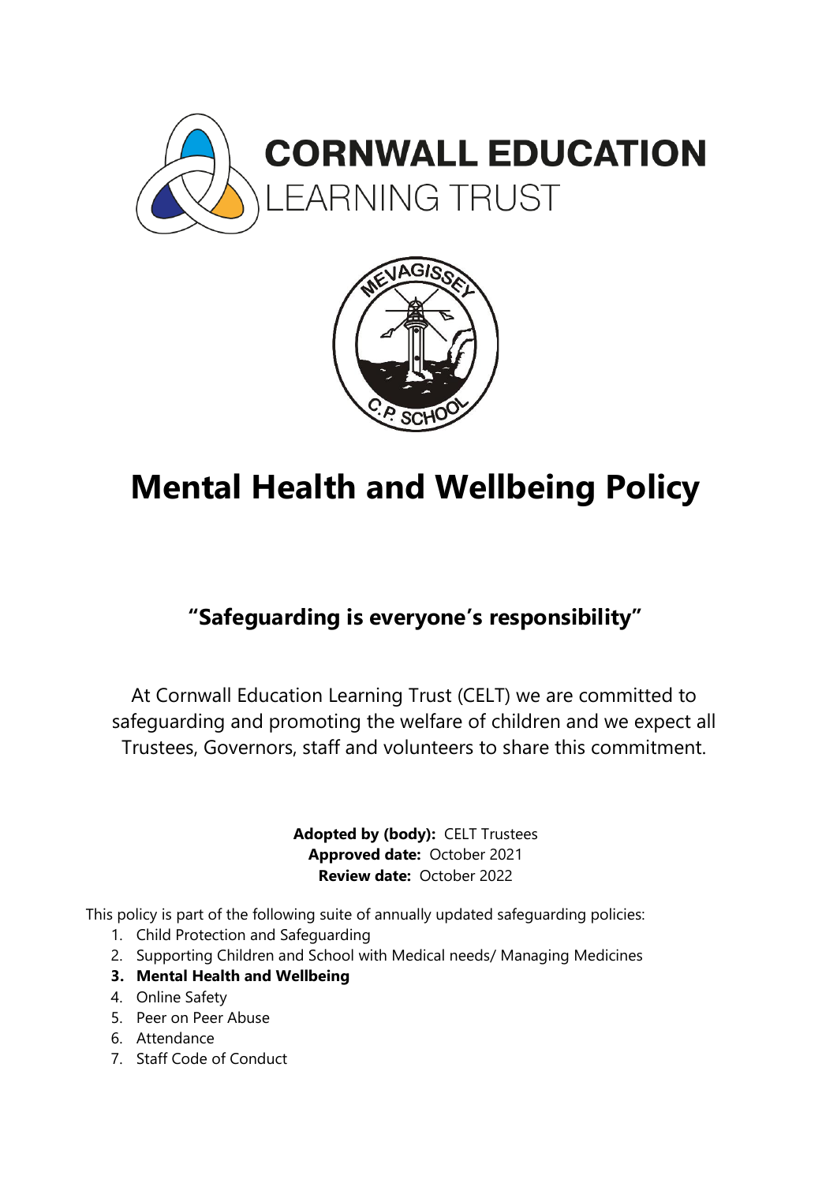# Mental Health and Wellbeing Policy

## "Safeguarding is everyone's responsibility"

At Cornwall Education Learning Trust (CELT) we are committed to safeguarding and promoting the welfare of children and we expect all Trustees, Governors, staff and volunteers to share this commitment.

**Adopted by (body):** CELT Trustees
**Approved date:** October 2021
**Review date:** October 2022

This policy is part of the following suite of annually updated safeguarding policies:

1. Child Protection and Safeguarding
2. Supporting Children and School with Medical needs/ Managing Medicines
3. **Mental Health and Wellbeing**
4. Online Safety
5. Peer on Peer Abuse
6. Attendance
7. Staff Code of Conduct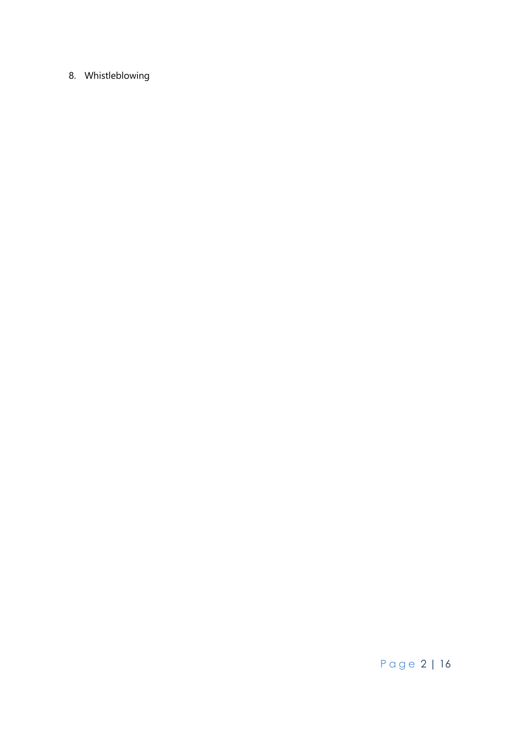8. Whistleblowing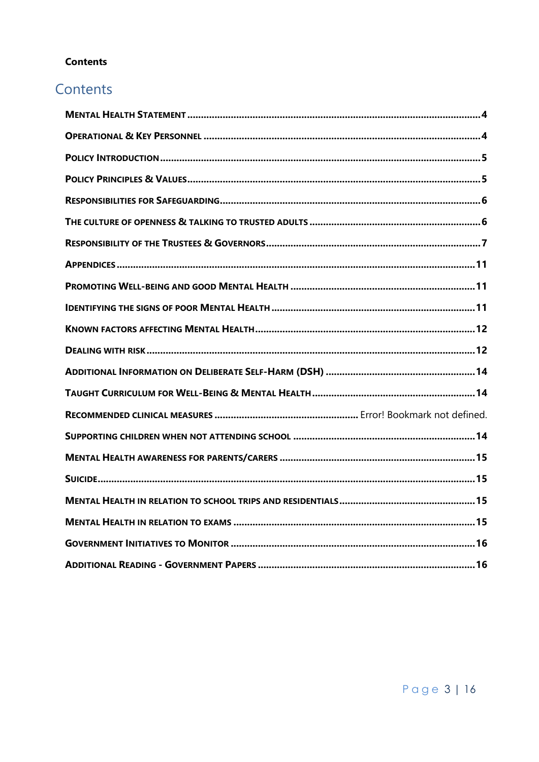**Contents**

# Contents

- MENTAL HEALTH STATEMENT ..... 4
- OPERATIONAL & KEY PERSONNEL ..... 4
- POLICY INTRODUCTION ..... 5
- POLICY PRINCIPLES & VALUES ..... 5
- RESPONSIBILITIES FOR SAFEGUARDING ..... 6
- THE CULTURE OF OPENNESS & TALKING TO TRUSTED ADULTS ..... 6
- RESPONSIBILITY OF THE TRUSTEES & GOVERNORS ..... 7
- APPENDICES ..... 11
- PROMOTING WELL-BEING AND GOOD MENTAL HEALTH ..... 11
- IDENTIFYING THE SIGNS OF POOR MENTAL HEALTH ..... 11
- KNOWN FACTORS AFFECTING MENTAL HEALTH ..... 12
- DEALING WITH RISK ..... 12
- ADDITIONAL INFORMATION ON DELIBERATE SELF-HARM (DSH) ..... 14
- TAUGHT CURRICULUM FOR WELL-BEING & MENTAL HEALTH ..... 14
- RECOMMENDED CLINICAL MEASURES ..... Error! Bookmark not defined.
- SUPPORTING CHILDREN WHEN NOT ATTENDING SCHOOL ..... 14
- MENTAL HEALTH AWARENESS FOR PARENTS/CARERS ..... 15
- SUICIDE ..... 15
- MENTAL HEALTH IN RELATION TO SCHOOL TRIPS AND RESIDENTIALS ..... 15
- MENTAL HEALTH IN RELATION TO EXAMS ..... 15
- GOVERNMENT INITIATIVES TO MONITOR ..... 16
- ADDITIONAL READING - GOVERNMENT PAPERS ..... 16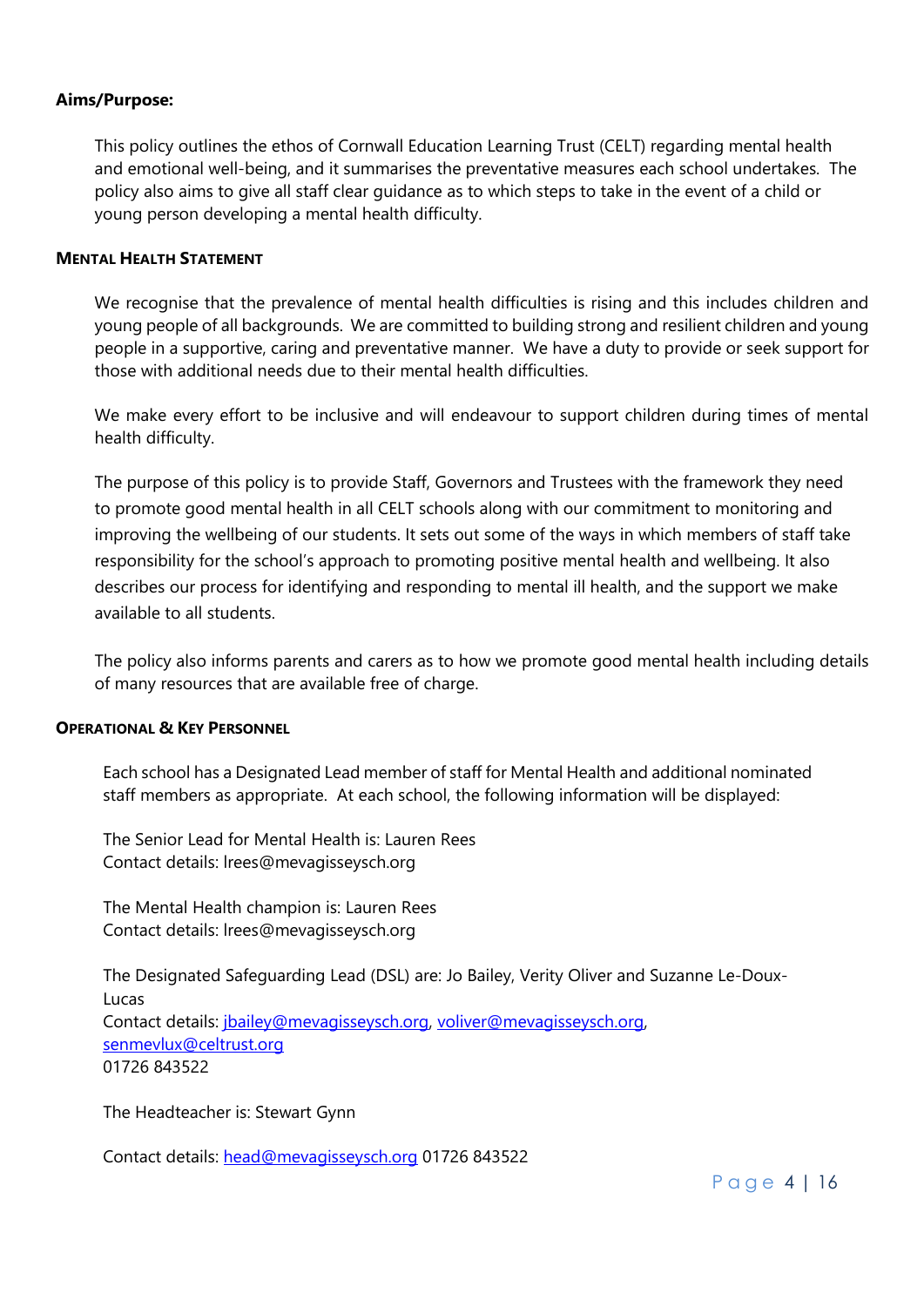**Aims/Purpose:**

This policy outlines the ethos of Cornwall Education Learning Trust (CELT) regarding mental health and emotional well-being, and it summarises the preventative measures each school undertakes. The policy also aims to give all staff clear guidance as to which steps to take in the event of a child or young person developing a mental health difficulty.

## MENTAL HEALTH STATEMENT

We recognise that the prevalence of mental health difficulties is rising and this includes children and young people of all backgrounds. We are committed to building strong and resilient children and young people in a supportive, caring and preventative manner. We have a duty to provide or seek support for those with additional needs due to their mental health difficulties.

We make every effort to be inclusive and will endeavour to support children during times of mental health difficulty.

The purpose of this policy is to provide Staff, Governors and Trustees with the framework they need to promote good mental health in all CELT schools along with our commitment to monitoring and improving the wellbeing of our students. It sets out some of the ways in which members of staff take responsibility for the school's approach to promoting positive mental health and wellbeing. It also describes our process for identifying and responding to mental ill health, and the support we make available to all students.

The policy also informs parents and carers as to how we promote good mental health including details of many resources that are available free of charge.

## OPERATIONAL & KEY PERSONNEL

Each school has a Designated Lead member of staff for Mental Health and additional nominated staff members as appropriate. At each school, the following information will be displayed:

The Senior Lead for Mental Health is: Lauren Rees
Contact details: lrees@mevagisseysch.org

The Mental Health champion is: Lauren Rees
Contact details: lrees@mevagisseysch.org

The Designated Safeguarding Lead (DSL) are: Jo Bailey, Verity Oliver and Suzanne Le-Doux-Lucas
Contact details: jbailey@mevagisseysch.org, voliver@mevagisseysch.org, senmevlux@celtrust.org
01726 843522

The Headteacher is: Stewart Gynn

Contact details: head@mevagisseysch.org 01726 843522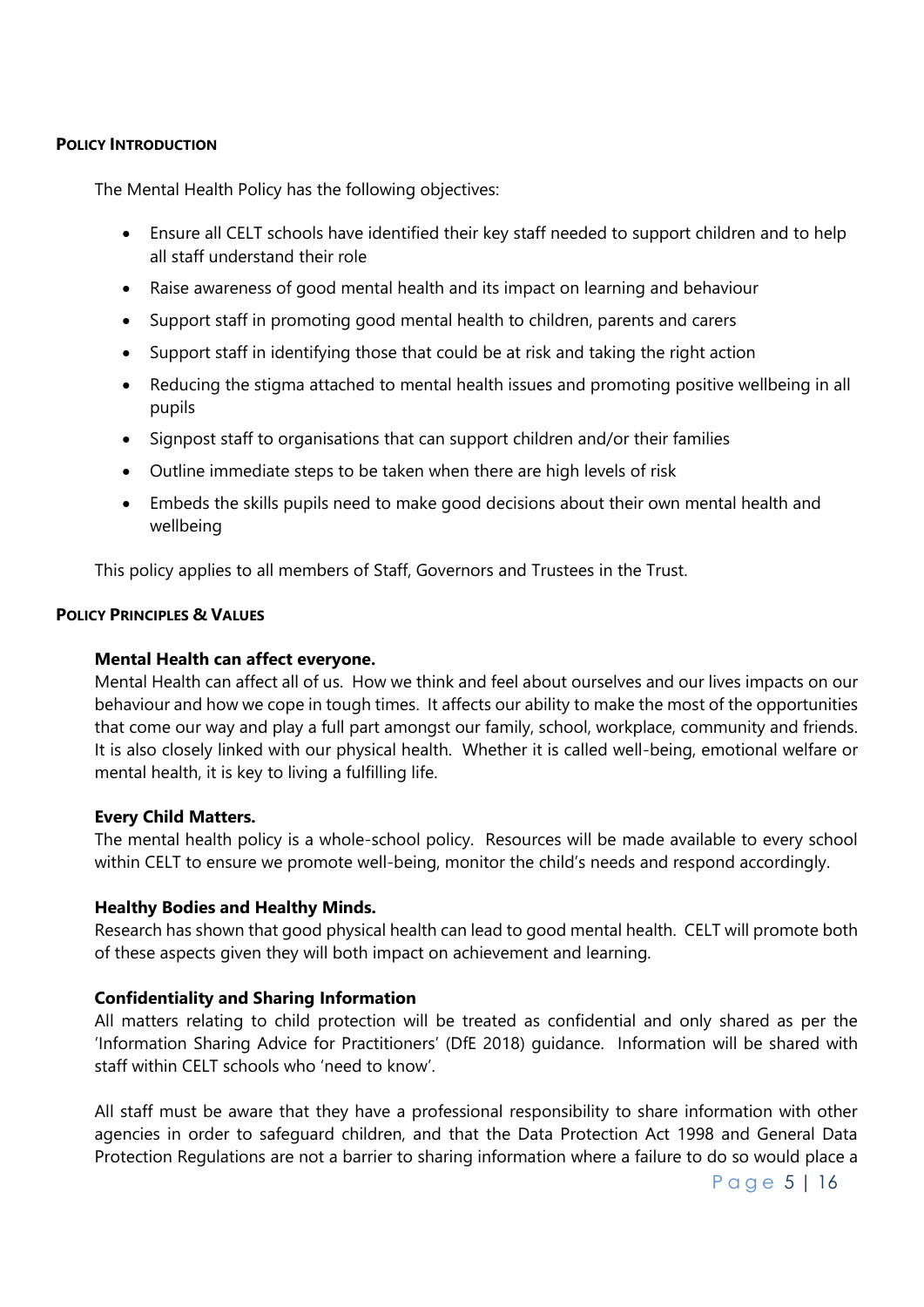## Policy Introduction

The Mental Health Policy has the following objectives:

- Ensure all CELT schools have identified their key staff needed to support children and to help all staff understand their role
- Raise awareness of good mental health and its impact on learning and behaviour
- Support staff in promoting good mental health to children, parents and carers
- Support staff in identifying those that could be at risk and taking the right action
- Reducing the stigma attached to mental health issues and promoting positive wellbeing in all pupils
- Signpost staff to organisations that can support children and/or their families
- Outline immediate steps to be taken when there are high levels of risk
- Embeds the skills pupils need to make good decisions about their own mental health and wellbeing

This policy applies to all members of Staff, Governors and Trustees in the Trust.

## Policy Principles & Values

**Mental Health can affect everyone.**
Mental Health can affect all of us. How we think and feel about ourselves and our lives impacts on our behaviour and how we cope in tough times. It affects our ability to make the most of the opportunities that come our way and play a full part amongst our family, school, workplace, community and friends. It is also closely linked with our physical health. Whether it is called well-being, emotional welfare or mental health, it is key to living a fulfilling life.

**Every Child Matters.**
The mental health policy is a whole-school policy. Resources will be made available to every school within CELT to ensure we promote well-being, monitor the child's needs and respond accordingly.

**Healthy Bodies and Healthy Minds.**
Research has shown that good physical health can lead to good mental health. CELT will promote both of these aspects given they will both impact on achievement and learning.

**Confidentiality and Sharing Information**
All matters relating to child protection will be treated as confidential and only shared as per the 'Information Sharing Advice for Practitioners' (DfE 2018) guidance. Information will be shared with staff within CELT schools who 'need to know'.

All staff must be aware that they have a professional responsibility to share information with other agencies in order to safeguard children, and that the Data Protection Act 1998 and General Data Protection Regulations are not a barrier to sharing information where a failure to do so would place a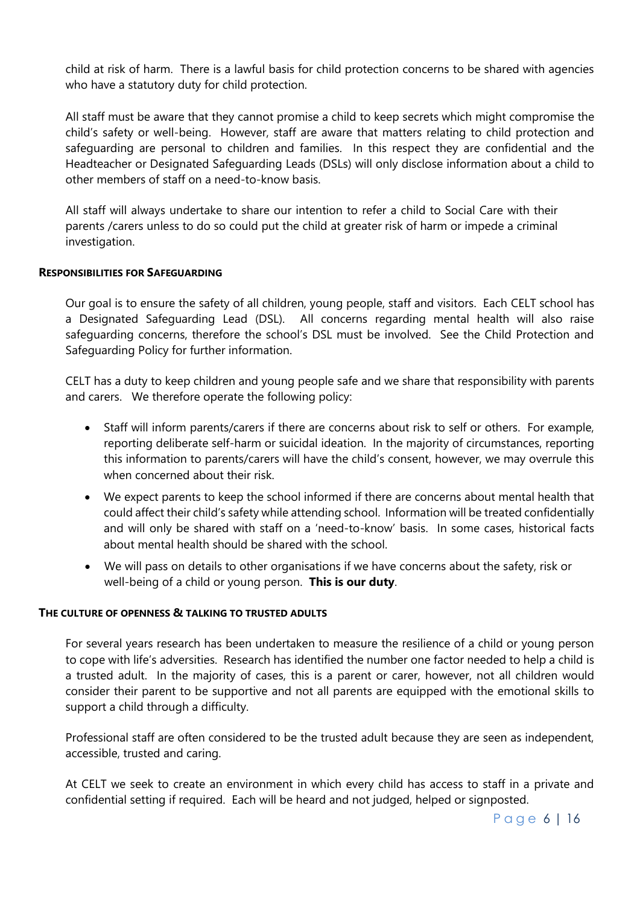child at risk of harm. There is a lawful basis for child protection concerns to be shared with agencies who have a statutory duty for child protection.

All staff must be aware that they cannot promise a child to keep secrets which might compromise the child's safety or well-being. However, staff are aware that matters relating to child protection and safeguarding are personal to children and families. In this respect they are confidential and the Headteacher or Designated Safeguarding Leads (DSLs) will only disclose information about a child to other members of staff on a need-to-know basis.

All staff will always undertake to share our intention to refer a child to Social Care with their parents /carers unless to do so could put the child at greater risk of harm or impede a criminal investigation.

## RESPONSIBILITIES FOR SAFEGUARDING

Our goal is to ensure the safety of all children, young people, staff and visitors. Each CELT school has a Designated Safeguarding Lead (DSL). All concerns regarding mental health will also raise safeguarding concerns, therefore the school's DSL must be involved. See the Child Protection and Safeguarding Policy for further information.

CELT has a duty to keep children and young people safe and we share that responsibility with parents and carers. We therefore operate the following policy:

- Staff will inform parents/carers if there are concerns about risk to self or others. For example, reporting deliberate self-harm or suicidal ideation. In the majority of circumstances, reporting this information to parents/carers will have the child's consent, however, we may overrule this when concerned about their risk.
- We expect parents to keep the school informed if there are concerns about mental health that could affect their child's safety while attending school. Information will be treated confidentially and will only be shared with staff on a 'need-to-know' basis. In some cases, historical facts about mental health should be shared with the school.
- We will pass on details to other organisations if we have concerns about the safety, risk or well-being of a child or young person. **This is our duty**.

## THE CULTURE OF OPENNESS & TALKING TO TRUSTED ADULTS

For several years research has been undertaken to measure the resilience of a child or young person to cope with life's adversities. Research has identified the number one factor needed to help a child is a trusted adult. In the majority of cases, this is a parent or carer, however, not all children would consider their parent to be supportive and not all parents are equipped with the emotional skills to support a child through a difficulty.

Professional staff are often considered to be the trusted adult because they are seen as independent, accessible, trusted and caring.

At CELT we seek to create an environment in which every child has access to staff in a private and confidential setting if required. Each will be heard and not judged, helped or signposted.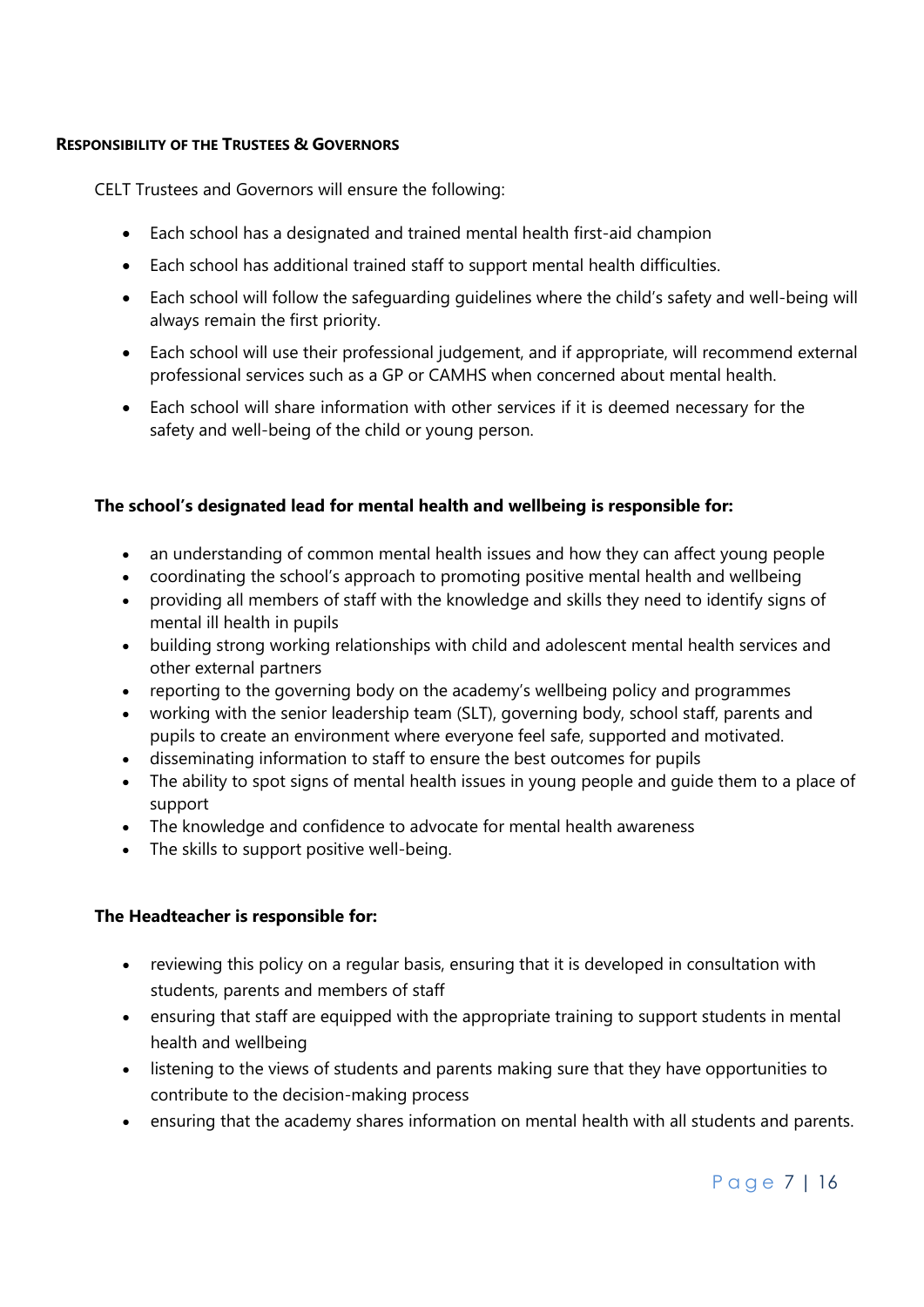#### RESPONSIBILITY OF THE TRUSTEES & GOVERNORS

CELT Trustees and Governors will ensure the following:

- Each school has a designated and trained mental health first-aid champion
- Each school has additional trained staff to support mental health difficulties.
- Each school will follow the safeguarding guidelines where the child's safety and well-being will always remain the first priority.
- Each school will use their professional judgement, and if appropriate, will recommend external professional services such as a GP or CAMHS when concerned about mental health.
- Each school will share information with other services if it is deemed necessary for the safety and well-being of the child or young person.

**The school's designated lead for mental health and wellbeing is responsible for:**

- an understanding of common mental health issues and how they can affect young people
- coordinating the school's approach to promoting positive mental health and wellbeing
- providing all members of staff with the knowledge and skills they need to identify signs of mental ill health in pupils
- building strong working relationships with child and adolescent mental health services and other external partners
- reporting to the governing body on the academy's wellbeing policy and programmes
- working with the senior leadership team (SLT), governing body, school staff, parents and pupils to create an environment where everyone feel safe, supported and motivated.
- disseminating information to staff to ensure the best outcomes for pupils
- The ability to spot signs of mental health issues in young people and guide them to a place of support
- The knowledge and confidence to advocate for mental health awareness
- The skills to support positive well-being.

**The Headteacher is responsible for:**

- reviewing this policy on a regular basis, ensuring that it is developed in consultation with students, parents and members of staff
- ensuring that staff are equipped with the appropriate training to support students in mental health and wellbeing
- listening to the views of students and parents making sure that they have opportunities to contribute to the decision-making process
- ensuring that the academy shares information on mental health with all students and parents.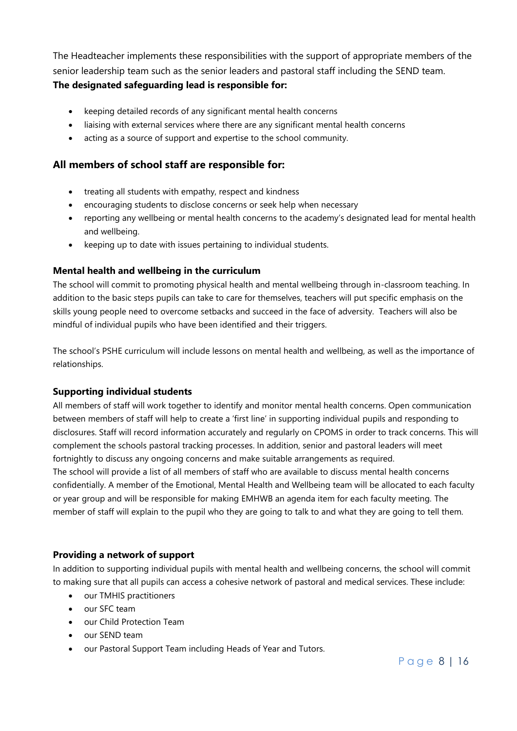The Headteacher implements these responsibilities with the support of appropriate members of the senior leadership team such as the senior leaders and pastoral staff including the SEND team.

**The designated safeguarding lead is responsible for:**

- keeping detailed records of any significant mental health concerns
- liaising with external services where there are any significant mental health concerns
- acting as a source of support and expertise to the school community.

## All members of school staff are responsible for:

- treating all students with empathy, respect and kindness
- encouraging students to disclose concerns or seek help when necessary
- reporting any wellbeing or mental health concerns to the academy's designated lead for mental health and wellbeing.
- keeping up to date with issues pertaining to individual students.

### Mental health and wellbeing in the curriculum

The school will commit to promoting physical health and mental wellbeing through in-classroom teaching. In addition to the basic steps pupils can take to care for themselves, teachers will put specific emphasis on the skills young people need to overcome setbacks and succeed in the face of adversity. Teachers will also be mindful of individual pupils who have been identified and their triggers.

The school's PSHE curriculum will include lessons on mental health and wellbeing, as well as the importance of relationships.

### Supporting individual students

All members of staff will work together to identify and monitor mental health concerns. Open communication between members of staff will help to create a 'first line' in supporting individual pupils and responding to disclosures. Staff will record information accurately and regularly on CPOMS in order to track concerns. This will complement the schools pastoral tracking processes. In addition, senior and pastoral leaders will meet fortnightly to discuss any ongoing concerns and make suitable arrangements as required.

The school will provide a list of all members of staff who are available to discuss mental health concerns confidentially. A member of the Emotional, Mental Health and Wellbeing team will be allocated to each faculty or year group and will be responsible for making EMHWB an agenda item for each faculty meeting. The member of staff will explain to the pupil who they are going to talk to and what they are going to tell them.

### Providing a network of support

In addition to supporting individual pupils with mental health and wellbeing concerns, the school will commit to making sure that all pupils can access a cohesive network of pastoral and medical services. These include:

- our TMHIS practitioners
- our SFC team
- our Child Protection Team
- our SEND team
- our Pastoral Support Team including Heads of Year and Tutors.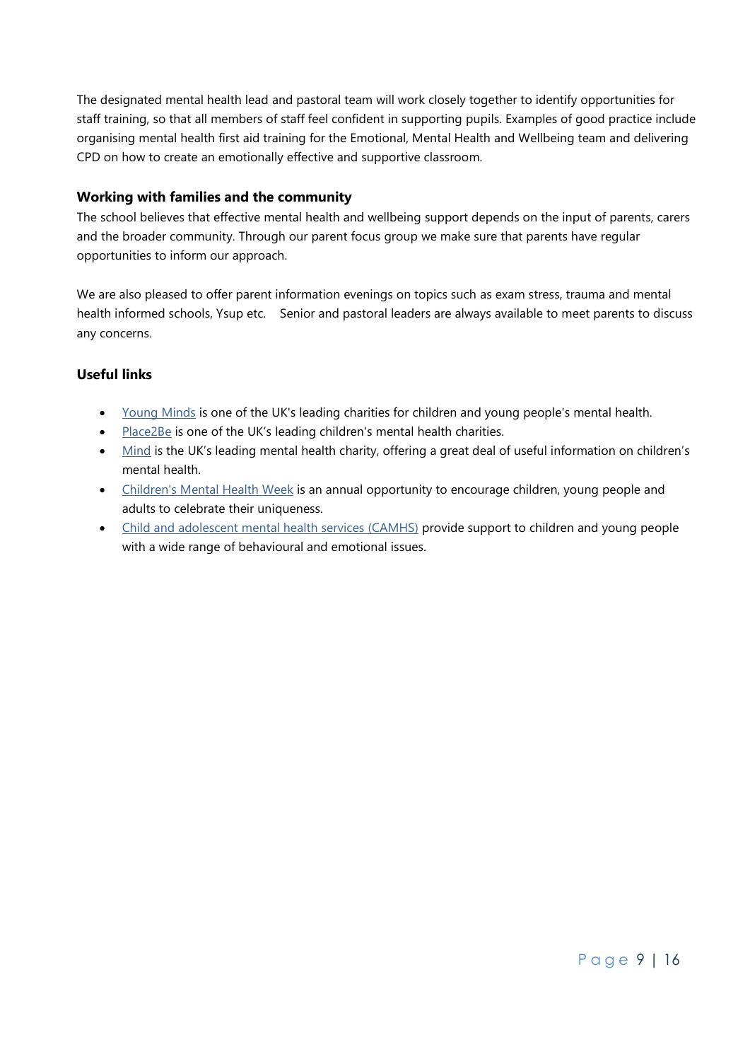The designated mental health lead and pastoral team will work closely together to identify opportunities for staff training, so that all members of staff feel confident in supporting pupils. Examples of good practice include organising mental health first aid training for the Emotional, Mental Health and Wellbeing team and delivering CPD on how to create an emotionally effective and supportive classroom.

### Working with families and the community

The school believes that effective mental health and wellbeing support depends on the input of parents, carers and the broader community. Through our parent focus group we make sure that parents have regular opportunities to inform our approach.

We are also pleased to offer parent information evenings on topics such as exam stress, trauma and mental health informed schools, Ysup etc.    Senior and pastoral leaders are always available to meet parents to discuss any concerns.

### Useful links

- Young Minds is one of the UK's leading charities for children and young people's mental health.
- Place2Be is one of the UK's leading children's mental health charities.
- Mind is the UK's leading mental health charity, offering a great deal of useful information on children's mental health.
- Children's Mental Health Week is an annual opportunity to encourage children, young people and adults to celebrate their uniqueness.
- Child and adolescent mental health services (CAMHS) provide support to children and young people with a wide range of behavioural and emotional issues.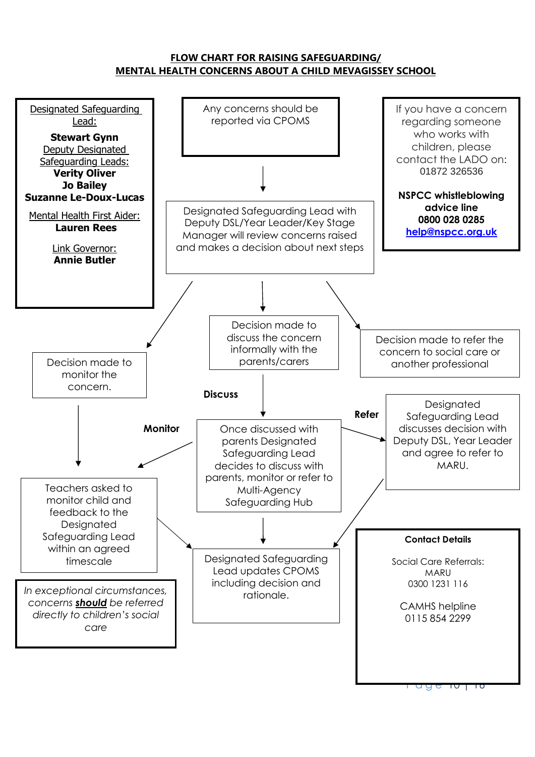## FLOW CHART FOR RAISING SAFEGUARDING/ MENTAL HEALTH CONCERNS ABOUT A CHILD MEVAGISSEY SCHOOL

Designated Safeguarding Lead:
**Stewart Gynn**
Deputy Designated Safeguarding Leads:
**Verity Oliver**
**Jo Bailey**
**Suzanne Le-Doux-Lucas**

Mental Health First Aider:
**Lauren Rees**

Link Governor:
**Annie Butler**

Any concerns should be reported via CPOMS

If you have a concern regarding someone who works with children, please contact the LADO on: 01872 326536

**NSPCC whistleblowing advice line**
**0800 028 0285**
**help@nspcc.org.uk**

↓

Designated Safeguarding Lead with Deputy DSL/Year Leader/Key Stage Manager will review concerns raised and makes a decision about next steps

↓

- Decision made to monitor the concern.
- Decision made to discuss the concern informally with the parents/carers
- Decision made to refer the concern to social care or another professional

**Monitor** → Teachers asked to monitor child and feedback to the Designated Safeguarding Lead within an agreed timescale

**Discuss** → Once discussed with parents Designated Safeguarding Lead decides to discuss with parents, monitor or refer to Multi-Agency Safeguarding Hub

**Refer** → Designated Safeguarding Lead discusses decision with Deputy DSL, Year Leader and agree to refer to MARU.

↓

Designated Safeguarding Lead updates CPOMS including decision and rationale.

*In exceptional circumstances, concerns **should** be referred directly to children's social care*

**Contact Details**

Social Care Referrals:
MARU
0300 1231 116

CAMHS helpline
0115 854 2299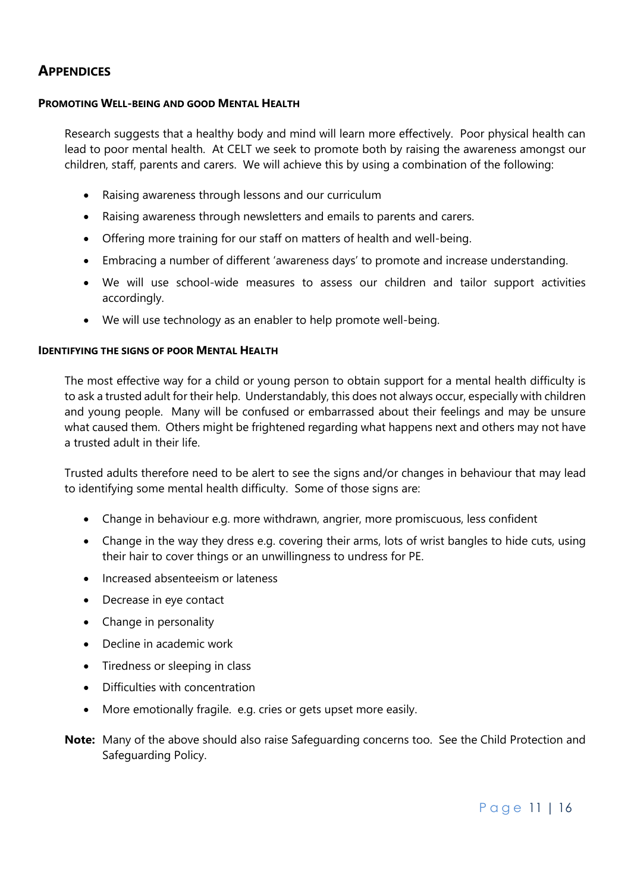## Appendices

### Promoting Well-being and good Mental Health

Research suggests that a healthy body and mind will learn more effectively. Poor physical health can lead to poor mental health. At CELT we seek to promote both by raising the awareness amongst our children, staff, parents and carers. We will achieve this by using a combination of the following:

- Raising awareness through lessons and our curriculum
- Raising awareness through newsletters and emails to parents and carers.
- Offering more training for our staff on matters of health and well-being.
- Embracing a number of different 'awareness days' to promote and increase understanding.
- We will use school-wide measures to assess our children and tailor support activities accordingly.
- We will use technology as an enabler to help promote well-being.

### Identifying the signs of poor Mental Health

The most effective way for a child or young person to obtain support for a mental health difficulty is to ask a trusted adult for their help. Understandably, this does not always occur, especially with children and young people. Many will be confused or embarrassed about their feelings and may be unsure what caused them. Others might be frightened regarding what happens next and others may not have a trusted adult in their life.

Trusted adults therefore need to be alert to see the signs and/or changes in behaviour that may lead to identifying some mental health difficulty. Some of those signs are:

- Change in behaviour e.g. more withdrawn, angrier, more promiscuous, less confident
- Change in the way they dress e.g. covering their arms, lots of wrist bangles to hide cuts, using their hair to cover things or an unwillingness to undress for PE.
- Increased absenteeism or lateness
- Decrease in eye contact
- Change in personality
- Decline in academic work
- Tiredness or sleeping in class
- Difficulties with concentration
- More emotionally fragile. e.g. cries or gets upset more easily.

**Note:** Many of the above should also raise Safeguarding concerns too. See the Child Protection and Safeguarding Policy.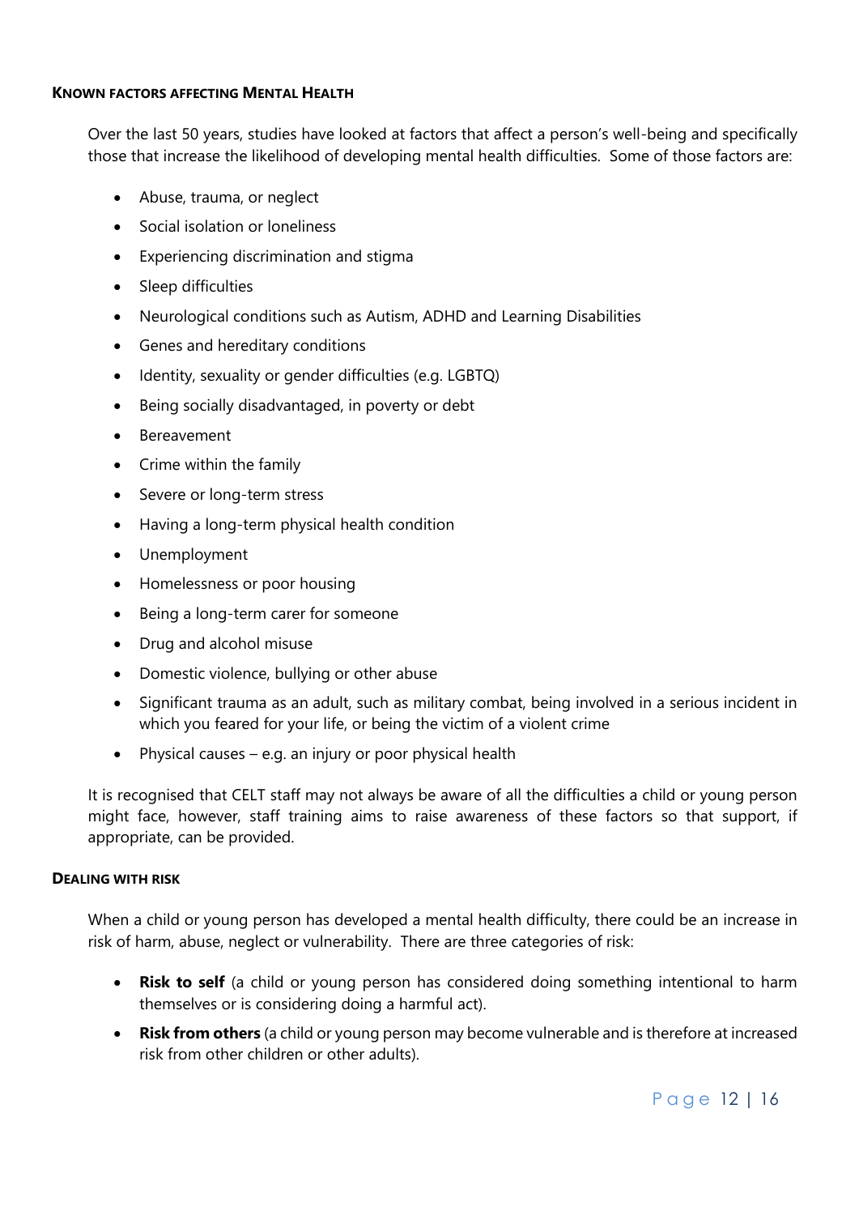### Known factors affecting Mental Health

Over the last 50 years, studies have looked at factors that affect a person's well-being and specifically those that increase the likelihood of developing mental health difficulties. Some of those factors are:

- Abuse, trauma, or neglect
- Social isolation or loneliness
- Experiencing discrimination and stigma
- Sleep difficulties
- Neurological conditions such as Autism, ADHD and Learning Disabilities
- Genes and hereditary conditions
- Identity, sexuality or gender difficulties (e.g. LGBTQ)
- Being socially disadvantaged, in poverty or debt
- Bereavement
- Crime within the family
- Severe or long-term stress
- Having a long-term physical health condition
- Unemployment
- Homelessness or poor housing
- Being a long-term carer for someone
- Drug and alcohol misuse
- Domestic violence, bullying or other abuse
- Significant trauma as an adult, such as military combat, being involved in a serious incident in which you feared for your life, or being the victim of a violent crime
- Physical causes – e.g. an injury or poor physical health

It is recognised that CELT staff may not always be aware of all the difficulties a child or young person might face, however, staff training aims to raise awareness of these factors so that support, if appropriate, can be provided.

### Dealing with risk

When a child or young person has developed a mental health difficulty, there could be an increase in risk of harm, abuse, neglect or vulnerability. There are three categories of risk:

- **Risk to self** (a child or young person has considered doing something intentional to harm themselves or is considering doing a harmful act).
- **Risk from others** (a child or young person may become vulnerable and is therefore at increased risk from other children or other adults).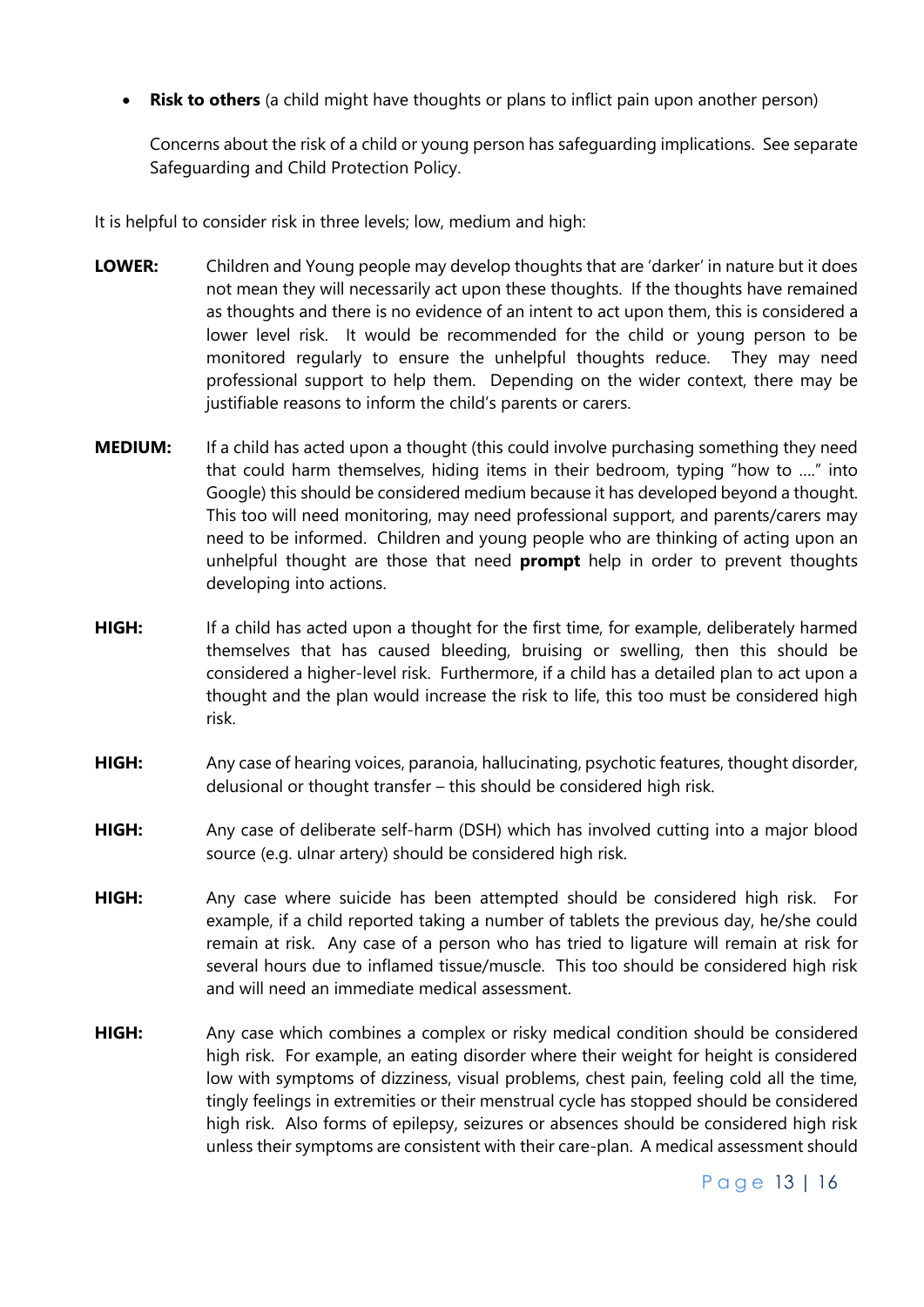- **Risk to others** (a child might have thoughts or plans to inflict pain upon another person)

  Concerns about the risk of a child or young person has safeguarding implications. See separate Safeguarding and Child Protection Policy.

It is helpful to consider risk in three levels; low, medium and high:

**LOWER:** Children and Young people may develop thoughts that are 'darker' in nature but it does not mean they will necessarily act upon these thoughts. If the thoughts have remained as thoughts and there is no evidence of an intent to act upon them, this is considered a lower level risk. It would be recommended for the child or young person to be monitored regularly to ensure the unhelpful thoughts reduce. They may need professional support to help them. Depending on the wider context, there may be justifiable reasons to inform the child's parents or carers.

**MEDIUM:** If a child has acted upon a thought (this could involve purchasing something they need that could harm themselves, hiding items in their bedroom, typing "how to …." into Google) this should be considered medium because it has developed beyond a thought. This too will need monitoring, may need professional support, and parents/carers may need to be informed. Children and young people who are thinking of acting upon an unhelpful thought are those that need **prompt** help in order to prevent thoughts developing into actions.

**HIGH:** If a child has acted upon a thought for the first time, for example, deliberately harmed themselves that has caused bleeding, bruising or swelling, then this should be considered a higher-level risk. Furthermore, if a child has a detailed plan to act upon a thought and the plan would increase the risk to life, this too must be considered high risk.

**HIGH:** Any case of hearing voices, paranoia, hallucinating, psychotic features, thought disorder, delusional or thought transfer – this should be considered high risk.

**HIGH:** Any case of deliberate self-harm (DSH) which has involved cutting into a major blood source (e.g. ulnar artery) should be considered high risk.

**HIGH:** Any case where suicide has been attempted should be considered high risk. For example, if a child reported taking a number of tablets the previous day, he/she could remain at risk. Any case of a person who has tried to ligature will remain at risk for several hours due to inflamed tissue/muscle. This too should be considered high risk and will need an immediate medical assessment.

**HIGH:** Any case which combines a complex or risky medical condition should be considered high risk. For example, an eating disorder where their weight for height is considered low with symptoms of dizziness, visual problems, chest pain, feeling cold all the time, tingly feelings in extremities or their menstrual cycle has stopped should be considered high risk. Also forms of epilepsy, seizures or absences should be considered high risk unless their symptoms are consistent with their care-plan. A medical assessment should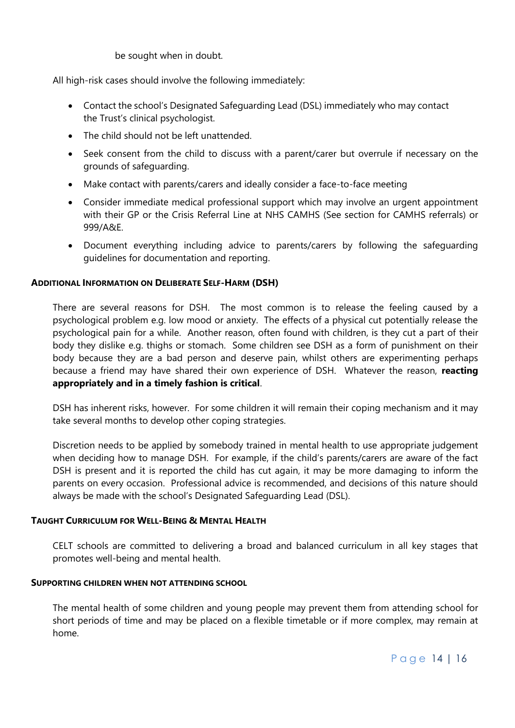be sought when in doubt.

All high-risk cases should involve the following immediately:

- Contact the school's Designated Safeguarding Lead (DSL) immediately who may contact the Trust's clinical psychologist.
- The child should not be left unattended.
- Seek consent from the child to discuss with a parent/carer but overrule if necessary on the grounds of safeguarding.
- Make contact with parents/carers and ideally consider a face-to-face meeting
- Consider immediate medical professional support which may involve an urgent appointment with their GP or the Crisis Referral Line at NHS CAMHS (See section for CAMHS referrals) or 999/A&E.
- Document everything including advice to parents/carers by following the safeguarding guidelines for documentation and reporting.

#### ADDITIONAL INFORMATION ON DELIBERATE SELF-HARM (DSH)

There are several reasons for DSH. The most common is to release the feeling caused by a psychological problem e.g. low mood or anxiety. The effects of a physical cut potentially release the psychological pain for a while. Another reason, often found with children, is they cut a part of their body they dislike e.g. thighs or stomach. Some children see DSH as a form of punishment on their body because they are a bad person and deserve pain, whilst others are experimenting perhaps because a friend may have shared their own experience of DSH. Whatever the reason, **reacting appropriately and in a timely fashion is critical**.

DSH has inherent risks, however. For some children it will remain their coping mechanism and it may take several months to develop other coping strategies.

Discretion needs to be applied by somebody trained in mental health to use appropriate judgement when deciding how to manage DSH. For example, if the child's parents/carers are aware of the fact DSH is present and it is reported the child has cut again, it may be more damaging to inform the parents on every occasion. Professional advice is recommended, and decisions of this nature should always be made with the school's Designated Safeguarding Lead (DSL).

#### TAUGHT CURRICULUM FOR WELL-BEING & MENTAL HEALTH

CELT schools are committed to delivering a broad and balanced curriculum in all key stages that promotes well-being and mental health.

#### SUPPORTING CHILDREN WHEN NOT ATTENDING SCHOOL

The mental health of some children and young people may prevent them from attending school for short periods of time and may be placed on a flexible timetable or if more complex, may remain at home.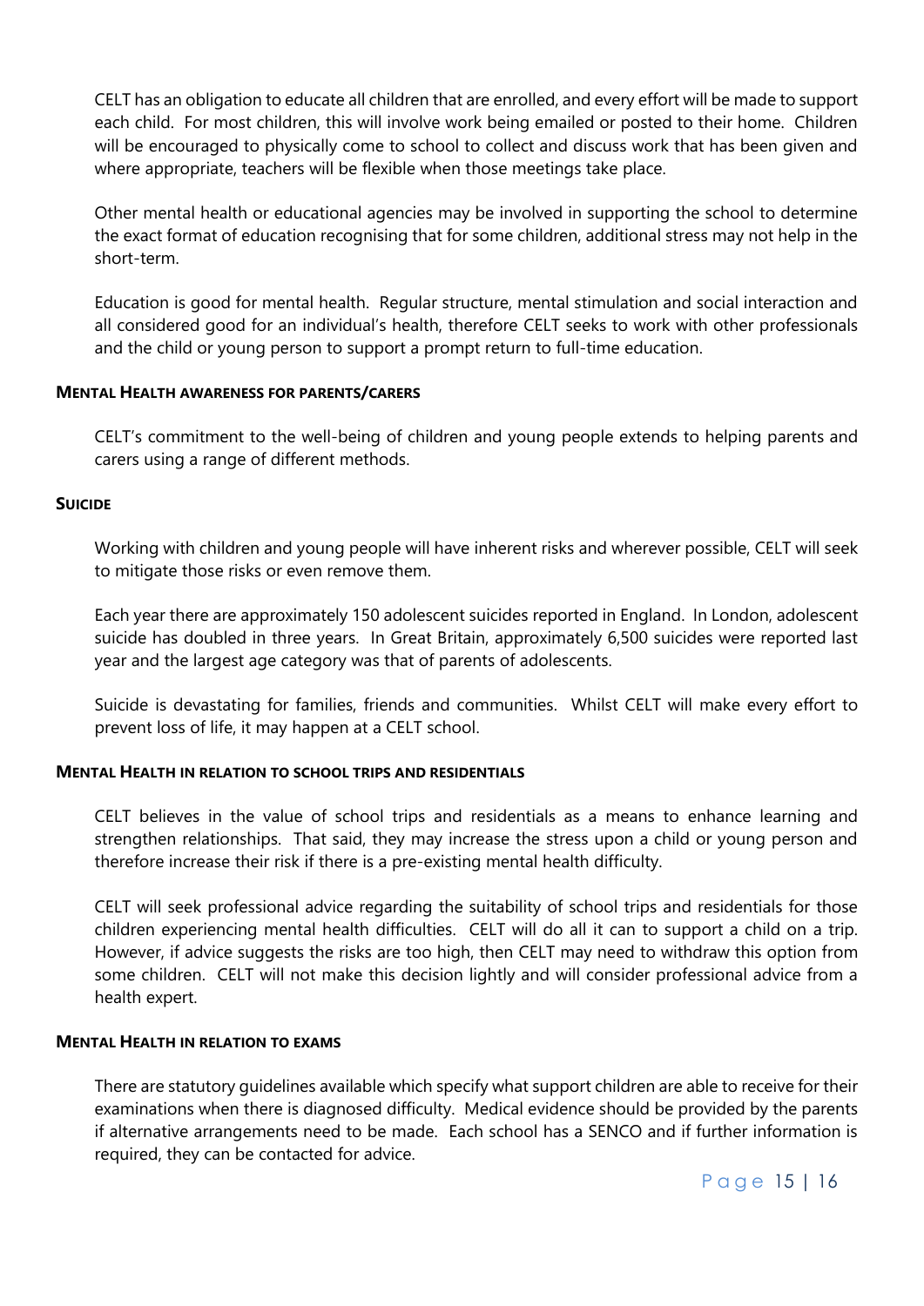CELT has an obligation to educate all children that are enrolled, and every effort will be made to support each child. For most children, this will involve work being emailed or posted to their home. Children will be encouraged to physically come to school to collect and discuss work that has been given and where appropriate, teachers will be flexible when those meetings take place.

Other mental health or educational agencies may be involved in supporting the school to determine the exact format of education recognising that for some children, additional stress may not help in the short-term.

Education is good for mental health. Regular structure, mental stimulation and social interaction and all considered good for an individual's health, therefore CELT seeks to work with other professionals and the child or young person to support a prompt return to full-time education.

#### MENTAL HEALTH AWARENESS FOR PARENTS/CARERS

CELT's commitment to the well-being of children and young people extends to helping parents and carers using a range of different methods.

#### SUICIDE

Working with children and young people will have inherent risks and wherever possible, CELT will seek to mitigate those risks or even remove them.

Each year there are approximately 150 adolescent suicides reported in England. In London, adolescent suicide has doubled in three years. In Great Britain, approximately 6,500 suicides were reported last year and the largest age category was that of parents of adolescents.

Suicide is devastating for families, friends and communities. Whilst CELT will make every effort to prevent loss of life, it may happen at a CELT school.

#### MENTAL HEALTH IN RELATION TO SCHOOL TRIPS AND RESIDENTIALS

CELT believes in the value of school trips and residentials as a means to enhance learning and strengthen relationships. That said, they may increase the stress upon a child or young person and therefore increase their risk if there is a pre-existing mental health difficulty.

CELT will seek professional advice regarding the suitability of school trips and residentials for those children experiencing mental health difficulties. CELT will do all it can to support a child on a trip. However, if advice suggests the risks are too high, then CELT may need to withdraw this option from some children. CELT will not make this decision lightly and will consider professional advice from a health expert.

#### MENTAL HEALTH IN RELATION TO EXAMS

There are statutory guidelines available which specify what support children are able to receive for their examinations when there is diagnosed difficulty. Medical evidence should be provided by the parents if alternative arrangements need to be made. Each school has a SENCO and if further information is required, they can be contacted for advice.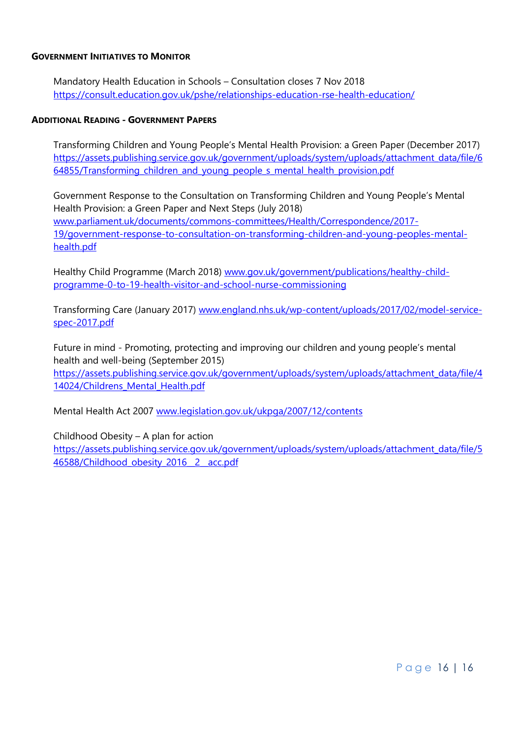## Government Initiatives to Monitor

Mandatory Health Education in Schools – Consultation closes 7 Nov 2018
https://consult.education.gov.uk/pshe/relationships-education-rse-health-education/

## Additional Reading - Government Papers

Transforming Children and Young People's Mental Health Provision: a Green Paper (December 2017)
https://assets.publishing.service.gov.uk/government/uploads/system/uploads/attachment_data/file/664855/Transforming_children_and_young_people_s_mental_health_provision.pdf

Government Response to the Consultation on Transforming Children and Young People's Mental Health Provision: a Green Paper and Next Steps (July 2018)
www.parliament.uk/documents/commons-committees/Health/Correspondence/2017-19/government-response-to-consultation-on-transforming-children-and-young-peoples-mental-health.pdf

Healthy Child Programme (March 2018) www.gov.uk/government/publications/healthy-child-programme-0-to-19-health-visitor-and-school-nurse-commissioning

Transforming Care (January 2017) www.england.nhs.uk/wp-content/uploads/2017/02/model-service-spec-2017.pdf

Future in mind - Promoting, protecting and improving our children and young people's mental health and well-being (September 2015)
https://assets.publishing.service.gov.uk/government/uploads/system/uploads/attachment_data/file/414024/Childrens_Mental_Health.pdf

Mental Health Act 2007 www.legislation.gov.uk/ukpga/2007/12/contents

Childhood Obesity – A plan for action
https://assets.publishing.service.gov.uk/government/uploads/system/uploads/attachment_data/file/546588/Childhood_obesity_2016__2__acc.pdf